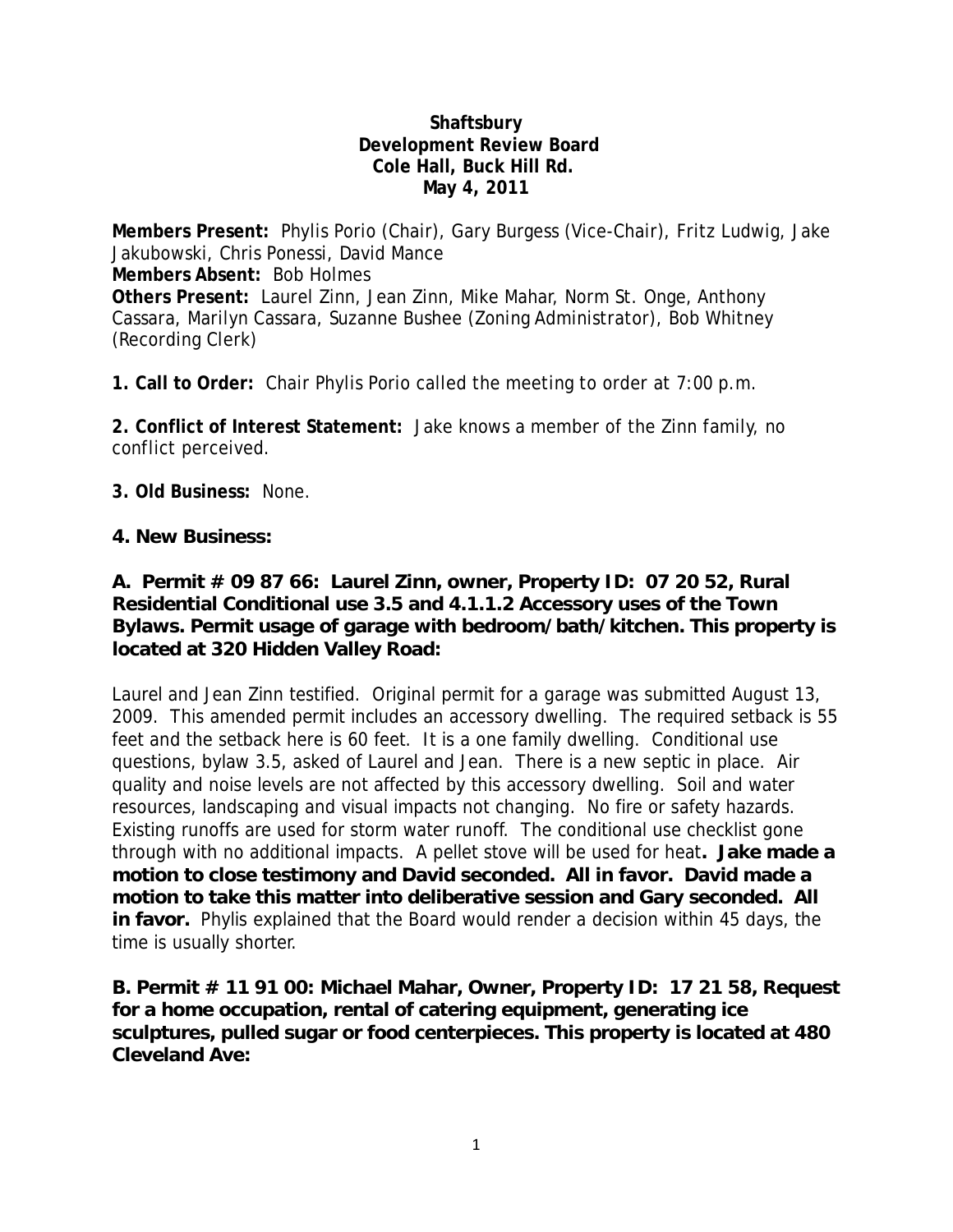**Shaftsbury**
**Development Review Board**
**Cole Hall, Buck Hill Rd.**
**May 4, 2011**

**Members Present:** Phylis Porio (Chair), Gary Burgess (Vice-Chair), Fritz Ludwig, Jake Jakubowski, Chris Ponessi, David Mance
**Members Absent:** Bob Holmes
**Others Present:** Laurel Zinn, Jean Zinn, Mike Mahar, Norm St. Onge, Anthony Cassara, Marilyn Cassara, Suzanne Bushee (Zoning Administrator), Bob Whitney (Recording Clerk)

**1. Call to Order:** Chair Phylis Porio called the meeting to order at 7:00 p.m.

**2. Conflict of Interest Statement:** Jake knows a member of the Zinn family, no conflict perceived.

**3. Old Business:** None.

**4. New Business:**

**A. Permit # 09 87 66: Laurel Zinn, owner, Property ID: 07 20 52, Rural Residential Conditional use 3.5 and 4.1.1.2 Accessory uses of the Town Bylaws. Permit usage of garage with bedroom/bath/kitchen. This property is located at 320 Hidden Valley Road:**

Laurel and Jean Zinn testified. Original permit for a garage was submitted August 13, 2009. This amended permit includes an accessory dwelling. The required setback is 55 feet and the setback here is 60 feet. It is a one family dwelling. Conditional use questions, bylaw 3.5, asked of Laurel and Jean. There is a new septic in place. Air quality and noise levels are not affected by this accessory dwelling. Soil and water resources, landscaping and visual impacts not changing. No fire or safety hazards. Existing runoffs are used for storm water runoff. The conditional use checklist gone through with no additional impacts. A pellet stove will be used for heat**. Jake made a motion to close testimony and David seconded. All in favor. David made a motion to take this matter into deliberative session and Gary seconded. All in favor.** Phylis explained that the Board would render a decision within 45 days, the time is usually shorter.

**B. Permit # 11 91 00: Michael Mahar, Owner, Property ID: 17 21 58, Request for a home occupation, rental of catering equipment, generating ice sculptures, pulled sugar or food centerpieces. This property is located at 480 Cleveland Ave:**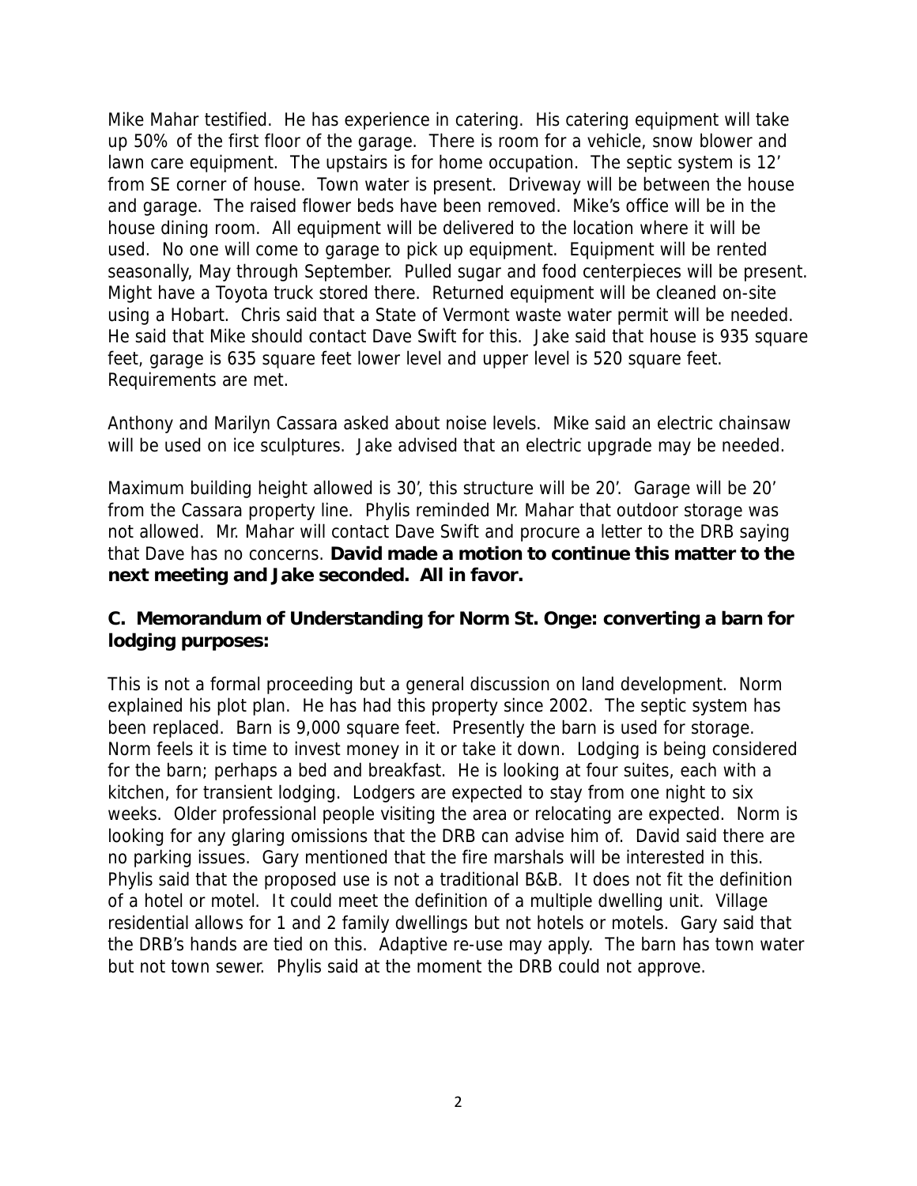Mike Mahar testified. He has experience in catering. His catering equipment will take up 50% of the first floor of the garage. There is room for a vehicle, snow blower and lawn care equipment. The upstairs is for home occupation. The septic system is 12' from SE corner of house. Town water is present. Driveway will be between the house and garage. The raised flower beds have been removed. Mike's office will be in the house dining room. All equipment will be delivered to the location where it will be used. No one will come to garage to pick up equipment. Equipment will be rented seasonally, May through September. Pulled sugar and food centerpieces will be present. Might have a Toyota truck stored there. Returned equipment will be cleaned on-site using a Hobart. Chris said that a State of Vermont waste water permit will be needed. He said that Mike should contact Dave Swift for this. Jake said that house is 935 square feet, garage is 635 square feet lower level and upper level is 520 square feet. Requirements are met.

Anthony and Marilyn Cassara asked about noise levels. Mike said an electric chainsaw will be used on ice sculptures. Jake advised that an electric upgrade may be needed.

Maximum building height allowed is 30', this structure will be 20'. Garage will be 20' from the Cassara property line. Phylis reminded Mr. Mahar that outdoor storage was not allowed. Mr. Mahar will contact Dave Swift and procure a letter to the DRB saying that Dave has no concerns. **David made a motion to continue this matter to the next meeting and Jake seconded. All in favor.**

**C. Memorandum of Understanding for Norm St. Onge: converting a barn for lodging purposes:**

This is not a formal proceeding but a general discussion on land development. Norm explained his plot plan. He has had this property since 2002. The septic system has been replaced. Barn is 9,000 square feet. Presently the barn is used for storage. Norm feels it is time to invest money in it or take it down. Lodging is being considered for the barn; perhaps a bed and breakfast. He is looking at four suites, each with a kitchen, for transient lodging. Lodgers are expected to stay from one night to six weeks. Older professional people visiting the area or relocating are expected. Norm is looking for any glaring omissions that the DRB can advise him of. David said there are no parking issues. Gary mentioned that the fire marshals will be interested in this. Phylis said that the proposed use is not a traditional B&B. It does not fit the definition of a hotel or motel. It could meet the definition of a multiple dwelling unit. Village residential allows for 1 and 2 family dwellings but not hotels or motels. Gary said that the DRB's hands are tied on this. Adaptive re-use may apply. The barn has town water but not town sewer. Phylis said at the moment the DRB could not approve.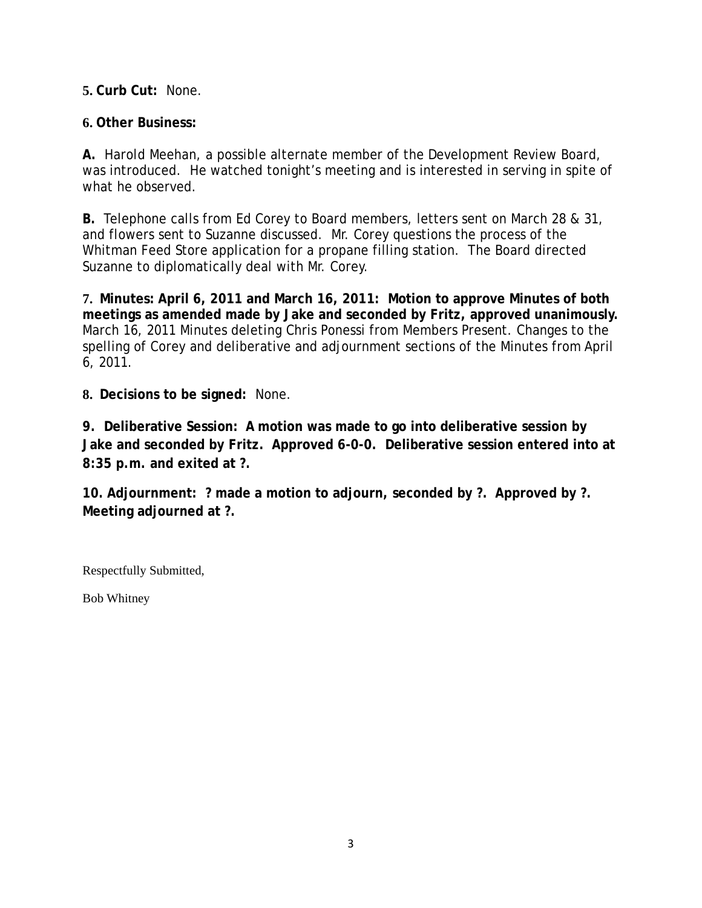**5. Curb Cut:** None.

**6. Other Business:**

**A.** Harold Meehan, a possible alternate member of the Development Review Board, was introduced. He watched tonight's meeting and is interested in serving in spite of what he observed.

**B.** Telephone calls from Ed Corey to Board members, letters sent on March 28 & 31, and flowers sent to Suzanne discussed. Mr. Corey questions the process of the Whitman Feed Store application for a propane filling station. The Board directed Suzanne to diplomatically deal with Mr. Corey.

**7. Minutes: April 6, 2011 and March 16, 2011: Motion to approve Minutes of both meetings as amended made by Jake and seconded by Fritz, approved unanimously.** March 16, 2011 Minutes deleting Chris Ponessi from Members Present. Changes to the spelling of Corey and deliberative and adjournment sections of the Minutes from April 6, 2011.

**8. Decisions to be signed:** None.

**9. Deliberative Session: A motion was made to go into deliberative session by Jake and seconded by Fritz. Approved 6-0-0. Deliberative session entered into at 8:35 p.m. and exited at ?.**

**10. Adjournment: ? made a motion to adjourn, seconded by ?. Approved by ?. Meeting adjourned at ?.**

Respectfully Submitted,

Bob Whitney